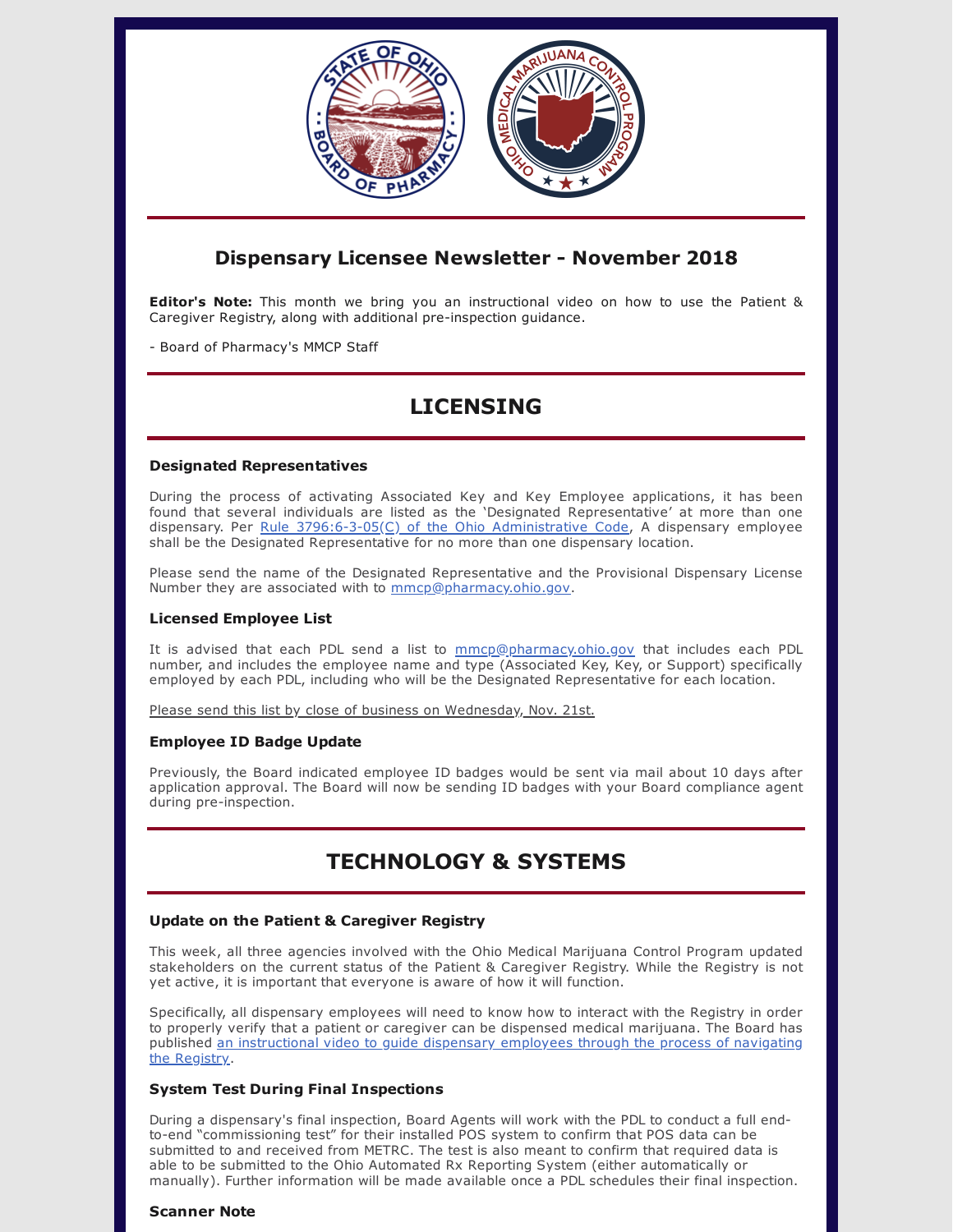## Dispensary Licensee Newsletter - November 2018

**Editor's Note:** This month we bring you an instructional video on how to use the Patient & Caregiver Registry, along with additional pre-inspection guidance.

- Board of Pharmacy's MMCP Staff

# LICENSING

### Designated Representatives

During the process of activating Associated Key and Key Employee applications, it has been found that several individuals are listed as the 'Designated Representative' at more than one dispensary. Per [Rule 3796:6-3-05(C) of the Ohio Administrative Code](), A dispensary employee shall be the Designated Representative for no more than one dispensary location.

Please send the name of the Designated Representative and the Provisional Dispensary License Number they are associated with to [mmcp@pharmacy.ohio.gov]().

### Licensed Employee List

It is advised that each PDL send a list to [mmcp@pharmacy.ohio.gov]() that includes each PDL number, and includes the employee name and type (Associated Key, Key, or Support) specifically employed by each PDL, including who will be the Designated Representative for each location.

Please send this list by close of business on Wednesday, Nov. 21st.

### Employee ID Badge Update

Previously, the Board indicated employee ID badges would be sent via mail about 10 days after application approval. The Board will now be sending ID badges with your Board compliance agent during pre-inspection.

# TECHNOLOGY & SYSTEMS

### Update on the Patient & Caregiver Registry

This week, all three agencies involved with the Ohio Medical Marijuana Control Program updated stakeholders on the current status of the Patient & Caregiver Registry. While the Registry is not yet active, it is important that everyone is aware of how it will function.

Specifically, all dispensary employees will need to know how to interact with the Registry in order to properly verify that a patient or caregiver can be dispensed medical marijuana. The Board has published [an instructional video to guide dispensary employees through the process of navigating the Registry]().

### System Test During Final Inspections

During a dispensary's final inspection, Board Agents will work with the PDL to conduct a full end-to-end "commissioning test" for their installed POS system to confirm that POS data can be submitted to and received from METRC. The test is also meant to confirm that required data is able to be submitted to the Ohio Automated Rx Reporting System (either automatically or manually). Further information will be made available once a PDL schedules their final inspection.

### Scanner Note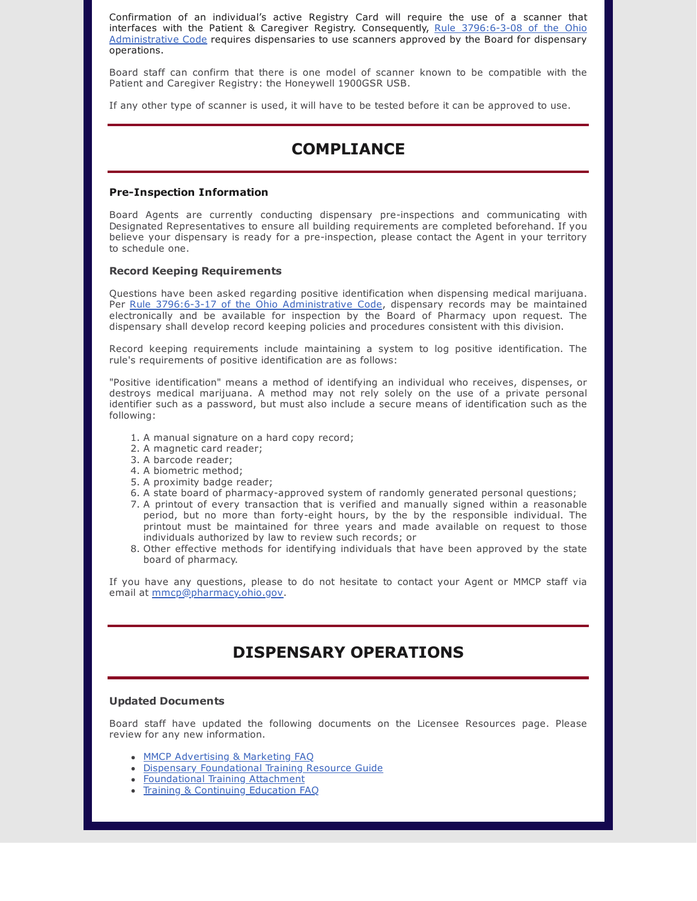Confirmation of an individual's active Registry Card will require the use of a scanner that interfaces with the Patient & Caregiver Registry. Consequently, [Rule 3796:6-3-08 of the Ohio Administrative Code](#) requires dispensaries to use scanners approved by the Board for dispensary operations.

Board staff can confirm that there is one model of scanner known to be compatible with the Patient and Caregiver Registry: the Honeywell 1900GSR USB.

If any other type of scanner is used, it will have to be tested before it can be approved to use.

## COMPLIANCE

### Pre-Inspection Information

Board Agents are currently conducting dispensary pre-inspections and communicating with Designated Representatives to ensure all building requirements are completed beforehand. If you believe your dispensary is ready for a pre-inspection, please contact the Agent in your territory to schedule one.

### Record Keeping Requirements

Questions have been asked regarding positive identification when dispensing medical marijuana. Per [Rule 3796:6-3-17 of the Ohio Administrative Code](#), dispensary records may be maintained electronically and be available for inspection by the Board of Pharmacy upon request. The dispensary shall develop record keeping policies and procedures consistent with this division.

Record keeping requirements include maintaining a system to log positive identification. The rule's requirements of positive identification are as follows:

"Positive identification" means a method of identifying an individual who receives, dispenses, or destroys medical marijuana. A method may not rely solely on the use of a private personal identifier such as a password, but must also include a secure means of identification such as the following:

1. A manual signature on a hard copy record;
2. A magnetic card reader;
3. A barcode reader;
4. A biometric method;
5. A proximity badge reader;
6. A state board of pharmacy-approved system of randomly generated personal questions;
7. A printout of every transaction that is verified and manually signed within a reasonable period, but no more than forty-eight hours, by the by the responsible individual. The printout must be maintained for three years and made available on request to those individuals authorized by law to review such records; or
8. Other effective methods for identifying individuals that have been approved by the state board of pharmacy.

If you have any questions, please to do not hesitate to contact your Agent or MMCP staff via email at [mmcp@pharmacy.ohio.gov](mailto:mmcp@pharmacy.ohio.gov).

## DISPENSARY OPERATIONS

### Updated Documents

Board staff have updated the following documents on the Licensee Resources page. Please review for any new information.

- [MMCP Advertising & Marketing FAQ](#)
- [Dispensary Foundational Training Resource Guide](#)
- [Foundational Training Attachment](#)
- [Training & Continuing Education FAQ](#)